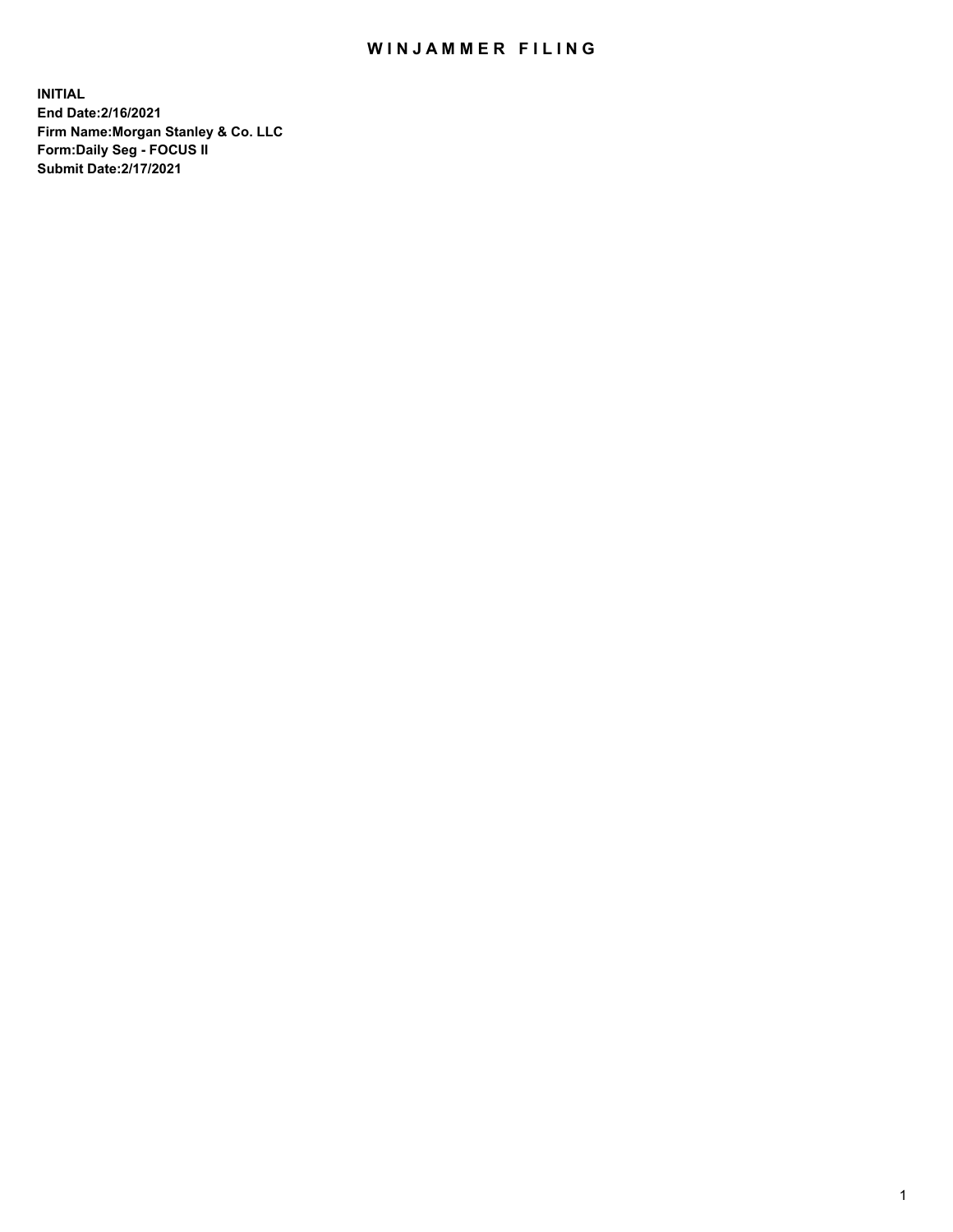# WINJAMMER FILING

**INITIAL**
**End Date:2/16/2021**
**Firm Name:Morgan Stanley & Co. LLC**
**Form:Daily Seg - FOCUS II**
**Submit Date:2/17/2021**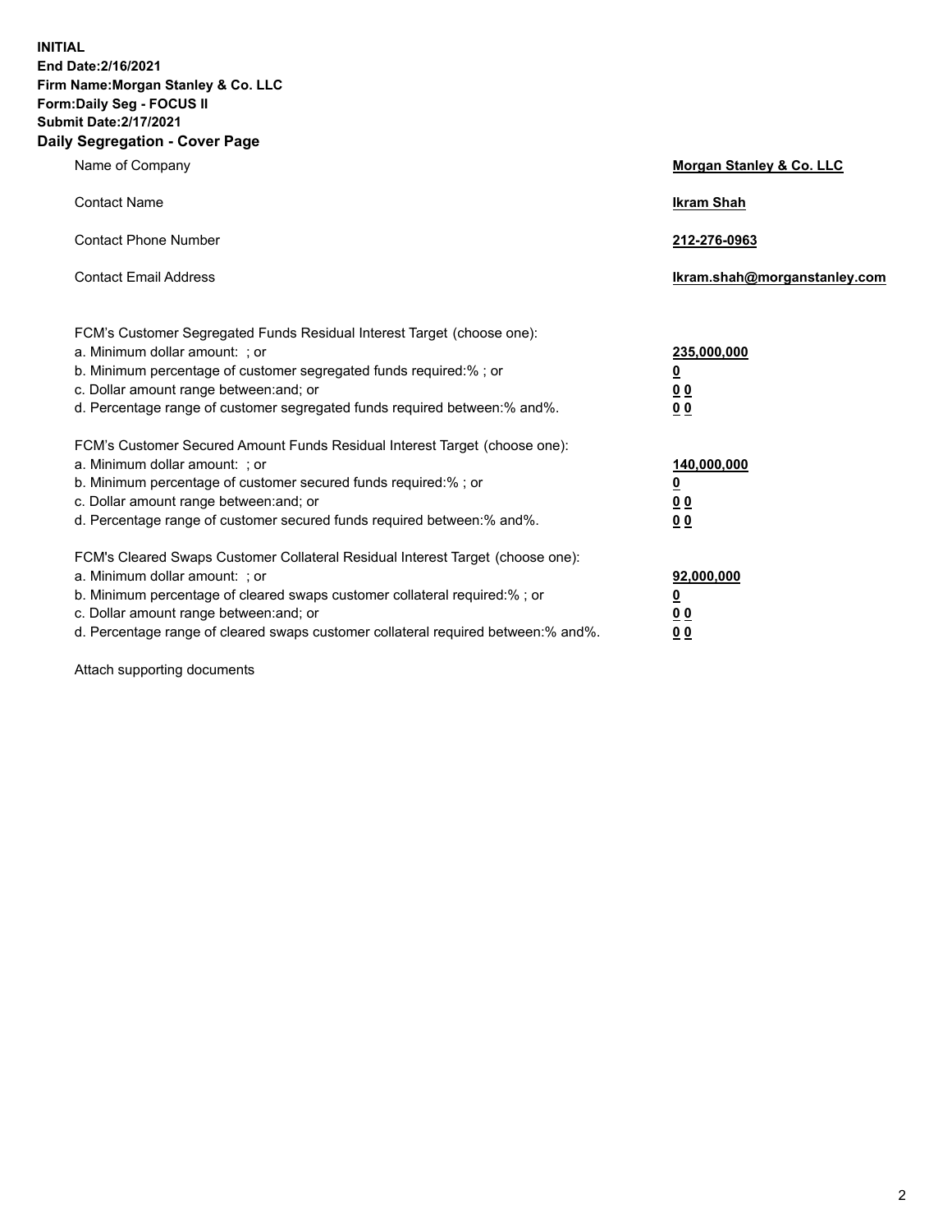**INITIAL**
**End Date:2/16/2021**
**Firm Name:Morgan Stanley & Co. LLC**
**Form:Daily Seg - FOCUS II**
**Submit Date:2/17/2021**

## Daily Segregation - Cover Page

| | |
|---|---|
| Name of Company | **Morgan Stanley & Co. LLC** |
| Contact Name | **Ikram Shah** |
| Contact Phone Number | **212-276-0963** |
| Contact Email Address | **Ikram.shah@morganstanley.com** |

| | |
|---|---|
| FCM's Customer Segregated Funds Residual Interest Target (choose one): | |
| a. Minimum dollar amount: ; or | **235,000,000** |
| b. Minimum percentage of customer segregated funds required:% ; or | **0** |
| c. Dollar amount range between:and; or | **0 0** |
| d. Percentage range of customer segregated funds required between:% and%. | **0 0** |
| FCM's Customer Secured Amount Funds Residual Interest Target (choose one): | |
| a. Minimum dollar amount: ; or | **140,000,000** |
| b. Minimum percentage of customer secured funds required:% ; or | **0** |
| c. Dollar amount range between:and; or | **0 0** |
| d. Percentage range of customer secured funds required between:% and%. | **0 0** |
| FCM's Cleared Swaps Customer Collateral Residual Interest Target (choose one): | |
| a. Minimum dollar amount: ; or | **92,000,000** |
| b. Minimum percentage of cleared swaps customer collateral required:% ; or | **0** |
| c. Dollar amount range between:and; or | **0 0** |
| d. Percentage range of cleared swaps customer collateral required between:% and%. | **0 0** |

Attach supporting documents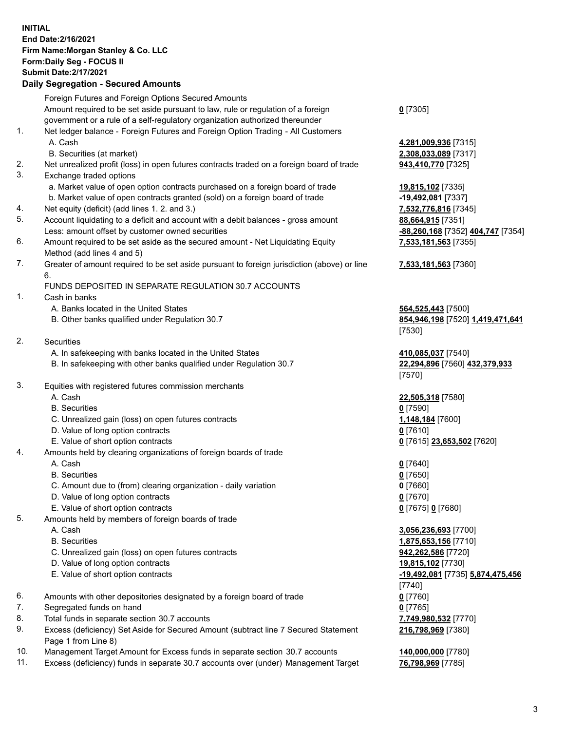**INITIAL**
**End Date:2/16/2021**
**Firm Name:Morgan Stanley & Co. LLC**
**Form:Daily Seg - FOCUS II**
**Submit Date:2/17/2021**

## Daily Segregation - Secured Amounts

| | | |
|---|---|---|
| | Foreign Futures and Foreign Options Secured Amounts | |
| | Amount required to be set aside pursuant to law, rule or regulation of a foreign government or a rule of a self-regulatory organization authorized thereunder | **0** [7305] |
| 1. | Net ledger balance - Foreign Futures and Foreign Option Trading - All Customers | |
| | A. Cash | **4,281,009,936** [7315] |
| | B. Securities (at market) | **2,308,033,089** [7317] |
| 2. | Net unrealized profit (loss) in open futures contracts traded on a foreign board of trade | **943,410,770** [7325] |
| 3. | Exchange traded options | |
| | a. Market value of open option contracts purchased on a foreign board of trade | **19,815,102** [7335] |
| | b. Market value of open contracts granted (sold) on a foreign board of trade | **-19,492,081** [7337] |
| 4. | Net equity (deficit) (add lines 1. 2. and 3.) | **7,532,776,816** [7345] |
| 5. | Account liquidating to a deficit and account with a debit balances - gross amount | **88,664,915** [7351] |
| | Less: amount offset by customer owned securities | **-88,260,168** [7352] **404,747** [7354] |
| 6. | Amount required to be set aside as the secured amount - Net Liquidating Equity Method (add lines 4 and 5) | **7,533,181,563** [7355] |
| 7. | Greater of amount required to be set aside pursuant to foreign jurisdiction (above) or line 6. | **7,533,181,563** [7360] |
| | FUNDS DEPOSITED IN SEPARATE REGULATION 30.7 ACCOUNTS | |
| 1. | Cash in banks | |
| | A. Banks located in the United States | **564,525,443** [7500] |
| | B. Other banks qualified under Regulation 30.7 | **854,946,198** [7520] **1,419,471,641** [7530] |
| 2. | Securities | |
| | A. In safekeeping with banks located in the United States | **410,085,037** [7540] |
| | B. In safekeeping with other banks qualified under Regulation 30.7 | **22,294,896** [7560] **432,379,933** [7570] |
| 3. | Equities with registered futures commission merchants | |
| | A. Cash | **22,505,318** [7580] |
| | B. Securities | **0** [7590] |
| | C. Unrealized gain (loss) on open futures contracts | **1,148,184** [7600] |
| | D. Value of long option contracts | **0** [7610] |
| | E. Value of short option contracts | **0** [7615] **23,653,502** [7620] |
| 4. | Amounts held by clearing organizations of foreign boards of trade | |
| | A. Cash | **0** [7640] |
| | B. Securities | **0** [7650] |
| | C. Amount due to (from) clearing organization - daily variation | **0** [7660] |
| | D. Value of long option contracts | **0** [7670] |
| | E. Value of short option contracts | **0** [7675] **0** [7680] |
| 5. | Amounts held by members of foreign boards of trade | |
| | A. Cash | **3,056,236,693** [7700] |
| | B. Securities | **1,875,653,156** [7710] |
| | C. Unrealized gain (loss) on open futures contracts | **942,262,586** [7720] |
| | D. Value of long option contracts | **19,815,102** [7730] |
| | E. Value of short option contracts | **-19,492,081** [7735] **5,874,475,456** [7740] |
| 6. | Amounts with other depositories designated by a foreign board of trade | **0** [7760] |
| 7. | Segregated funds on hand | **0** [7765] |
| 8. | Total funds in separate section 30.7 accounts | **7,749,980,532** [7770] |
| 9. | Excess (deficiency) Set Aside for Secured Amount (subtract line 7 Secured Statement Page 1 from Line 8) | **216,798,969** [7380] |
| 10. | Management Target Amount for Excess funds in separate section 30.7 accounts | **140,000,000** [7780] |
| 11. | Excess (deficiency) funds in separate 30.7 accounts over (under) Management Target | **76,798,969** [7785] |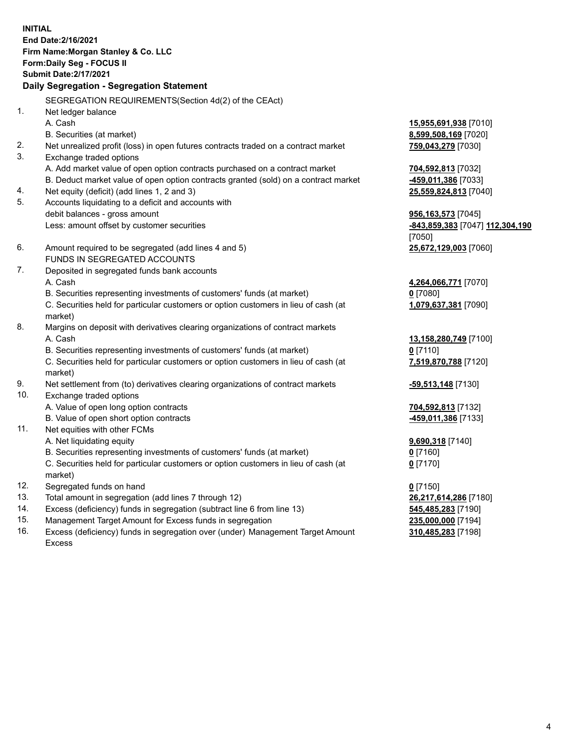**INITIAL**
**End Date:2/16/2021**
**Firm Name:Morgan Stanley & Co. LLC**
**Form:Daily Seg - FOCUS II**
**Submit Date:2/17/2021**

## Daily Segregation - Segregation Statement

SEGREGATION REQUIREMENTS(Section 4d(2) of the CEAct)

| | | |
|---|---|---|
| 1. | Net ledger balance | |
| | A. Cash | **15,955,691,938** [7010] |
| | B. Securities (at market) | **8,599,508,169** [7020] |
| 2. | Net unrealized profit (loss) in open futures contracts traded on a contract market | **759,043,279** [7030] |
| 3. | Exchange traded options | |
| | A. Add market value of open option contracts purchased on a contract market | **704,592,813** [7032] |
| | B. Deduct market value of open option contracts granted (sold) on a contract market | **-459,011,386** [7033] |
| 4. | Net equity (deficit) (add lines 1, 2 and 3) | **25,559,824,813** [7040] |
| 5. | Accounts liquidating to a deficit and accounts with debit balances - gross amount | **956,163,573** [7045] |
| | Less: amount offset by customer securities | **-843,859,383** [7047] **112,304,190** [7050] |
| 6. | Amount required to be segregated (add lines 4 and 5) | **25,672,129,003** [7060] |
| | FUNDS IN SEGREGATED ACCOUNTS | |
| 7. | Deposited in segregated funds bank accounts | |
| | A. Cash | **4,264,066,771** [7070] |
| | B. Securities representing investments of customers' funds (at market) | **0** [7080] |
| | C. Securities held for particular customers or option customers in lieu of cash (at market) | **1,079,637,381** [7090] |
| 8. | Margins on deposit with derivatives clearing organizations of contract markets | |
| | A. Cash | **13,158,280,749** [7100] |
| | B. Securities representing investments of customers' funds (at market) | **0** [7110] |
| | C. Securities held for particular customers or option customers in lieu of cash (at market) | **7,519,870,788** [7120] |
| 9. | Net settlement from (to) derivatives clearing organizations of contract markets | **-59,513,148** [7130] |
| 10. | Exchange traded options | |
| | A. Value of open long option contracts | **704,592,813** [7132] |
| | B. Value of open short option contracts | **-459,011,386** [7133] |
| 11. | Net equities with other FCMs | |
| | A. Net liquidating equity | **9,690,318** [7140] |
| | B. Securities representing investments of customers' funds (at market) | **0** [7160] |
| | C. Securities held for particular customers or option customers in lieu of cash (at market) | **0** [7170] |
| 12. | Segregated funds on hand | **0** [7150] |
| 13. | Total amount in segregation (add lines 7 through 12) | **26,217,614,286** [7180] |
| 14. | Excess (deficiency) funds in segregation (subtract line 6 from line 13) | **545,485,283** [7190] |
| 15. | Management Target Amount for Excess funds in segregation | **235,000,000** [7194] |
| 16. | Excess (deficiency) funds in segregation over (under) Management Target Amount Excess | **310,485,283** [7198] |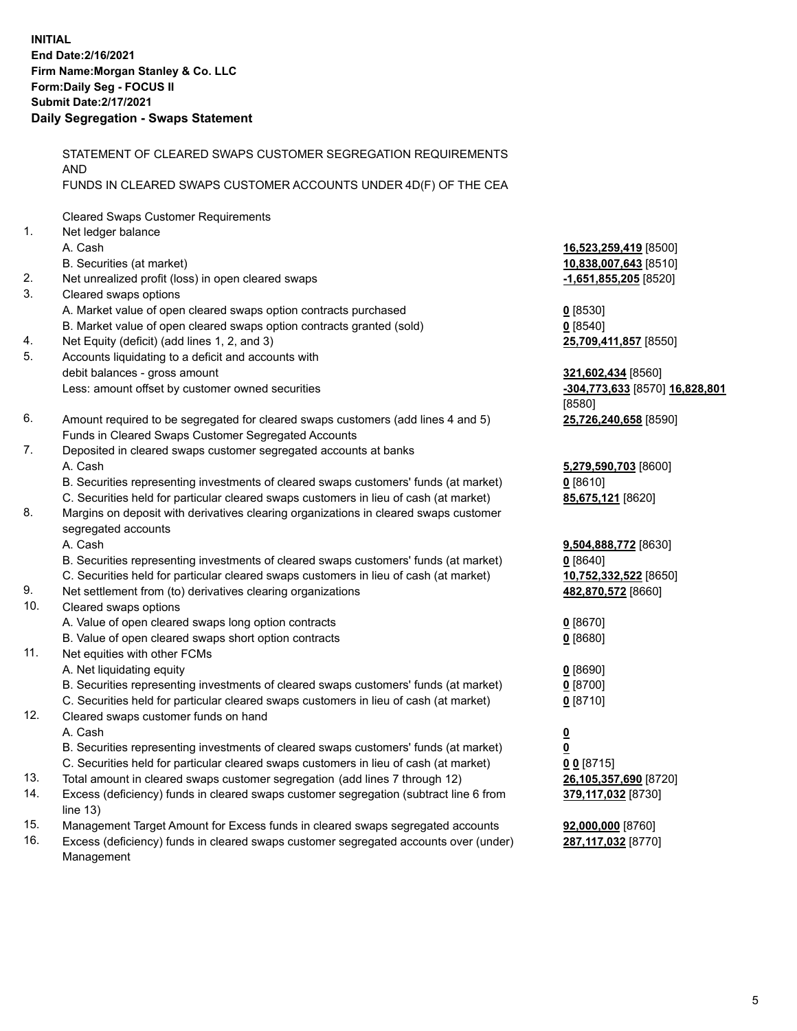**INITIAL**
**End Date:2/16/2021**
**Firm Name:Morgan Stanley & Co. LLC**
**Form:Daily Seg - FOCUS II**
**Submit Date:2/17/2021**
**Daily Segregation - Swaps Statement**

STATEMENT OF CLEARED SWAPS CUSTOMER SEGREGATION REQUIREMENTS AND
FUNDS IN CLEARED SWAPS CUSTOMER ACCOUNTS UNDER 4D(F) OF THE CEA

| | | |
|---|---|---|
| | Cleared Swaps Customer Requirements | |
| 1. | Net ledger balance | |
| | A. Cash | **16,523,259,419** [8500] |
| | B. Securities (at market) | **10,838,007,643** [8510] |
| 2. | Net unrealized profit (loss) in open cleared swaps | **-1,651,855,205** [8520] |
| 3. | Cleared swaps options | |
| | A. Market value of open cleared swaps option contracts purchased | **0** [8530] |
| | B. Market value of open cleared swaps option contracts granted (sold) | **0** [8540] |
| 4. | Net Equity (deficit) (add lines 1, 2, and 3) | **25,709,411,857** [8550] |
| 5. | Accounts liquidating to a deficit and accounts with debit balances - gross amount | **321,602,434** [8560] |
| | Less: amount offset by customer owned securities | **-304,773,633** [8570] **16,828,801** [8580] |
| 6. | Amount required to be segregated for cleared swaps customers (add lines 4 and 5) | **25,726,240,658** [8590] |
| | Funds in Cleared Swaps Customer Segregated Accounts | |
| 7. | Deposited in cleared swaps customer segregated accounts at banks | |
| | A. Cash | **5,279,590,703** [8600] |
| | B. Securities representing investments of cleared swaps customers' funds (at market) | **0** [8610] |
| | C. Securities held for particular cleared swaps customers in lieu of cash (at market) | **85,675,121** [8620] |
| 8. | Margins on deposit with derivatives clearing organizations in cleared swaps customer segregated accounts | |
| | A. Cash | **9,504,888,772** [8630] |
| | B. Securities representing investments of cleared swaps customers' funds (at market) | **0** [8640] |
| | C. Securities held for particular cleared swaps customers in lieu of cash (at market) | **10,752,332,522** [8650] |
| 9. | Net settlement from (to) derivatives clearing organizations | **482,870,572** [8660] |
| 10. | Cleared swaps options | |
| | A. Value of open cleared swaps long option contracts | **0** [8670] |
| | B. Value of open cleared swaps short option contracts | **0** [8680] |
| 11. | Net equities with other FCMs | |
| | A. Net liquidating equity | **0** [8690] |
| | B. Securities representing investments of cleared swaps customers' funds (at market) | **0** [8700] |
| | C. Securities held for particular cleared swaps customers in lieu of cash (at market) | **0** [8710] |
| 12. | Cleared swaps customer funds on hand | |
| | A. Cash | **0** |
| | B. Securities representing investments of cleared swaps customers' funds (at market) | **0** |
| | C. Securities held for particular cleared swaps customers in lieu of cash (at market) | **0** **0** [8715] |
| 13. | Total amount in cleared swaps customer segregation (add lines 7 through 12) | **26,105,357,690** [8720] |
| 14. | Excess (deficiency) funds in cleared swaps customer segregation (subtract line 6 from line 13) | **379,117,032** [8730] |
| 15. | Management Target Amount for Excess funds in cleared swaps segregated accounts | **92,000,000** [8760] |
| 16. | Excess (deficiency) funds in cleared swaps customer segregated accounts over (under) Management | **287,117,032** [8770] |